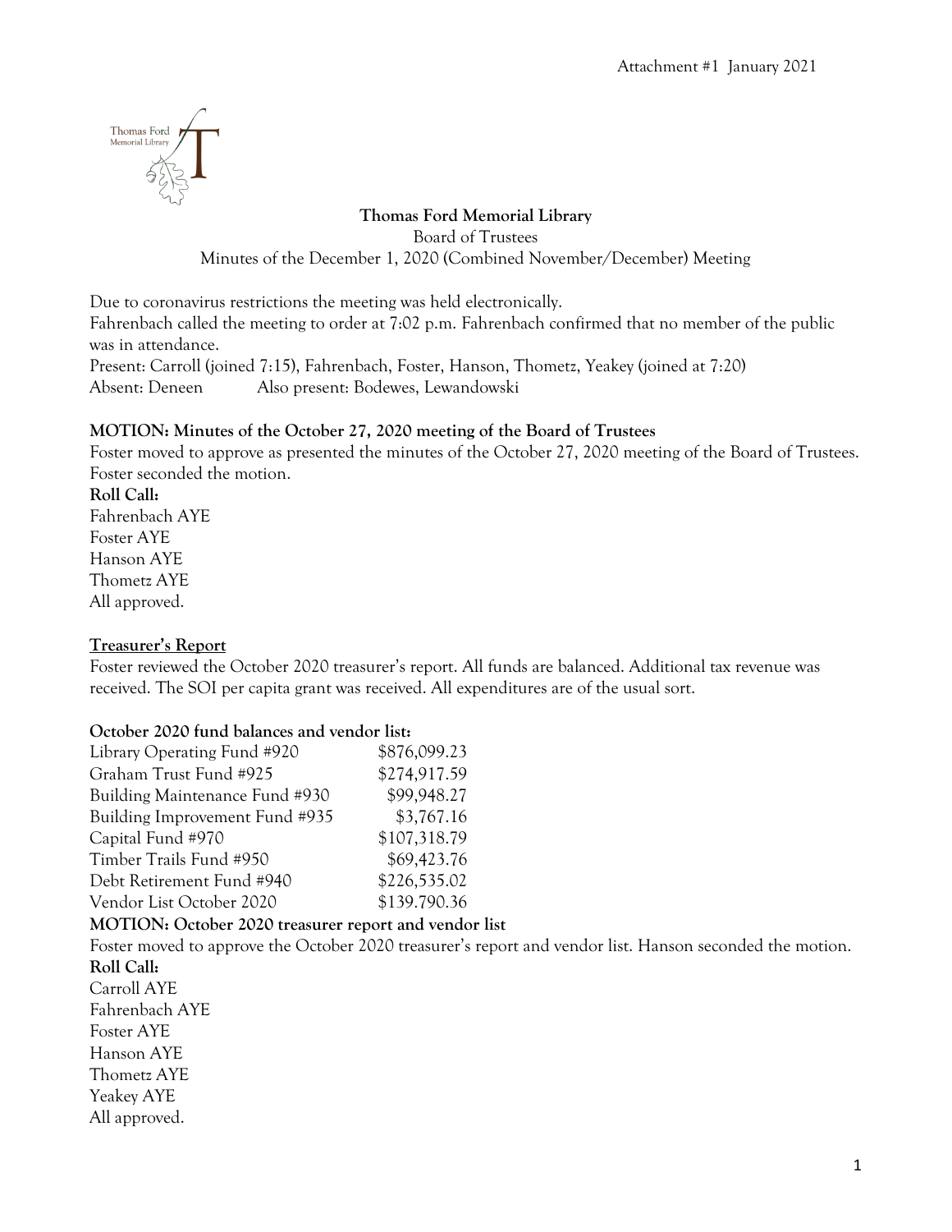Attachment #1 January 2021

**Thomas Ford Memorial Library**

Board of Trustees

Minutes of the December 1, 2020 (Combined November/December) Meeting

Due to coronavirus restrictions the meeting was held electronically.
Fahrenbach called the meeting to order at 7:02 p.m. Fahrenbach confirmed that no member of the public was in attendance.
Present: Carroll (joined 7:15), Fahrenbach, Foster, Hanson, Thometz, Yeakey (joined at 7:20)
Absent: Deneen Also present: Bodewes, Lewandowski

**MOTION: Minutes of the October 27, 2020 meeting of the Board of Trustees**

Foster moved to approve as presented the minutes of the October 27, 2020 meeting of the Board of Trustees. Foster seconded the motion.

**Roll Call:**
Fahrenbach AYE
Foster AYE
Hanson AYE
Thometz AYE
All approved.

**Treasurer's Report**

Foster reviewed the October 2020 treasurer's report. All funds are balanced. Additional tax revenue was received. The SOI per capita grant was received. All expenditures are of the usual sort.

**October 2020 fund balances and vendor list:**

| | |
|---|---|
| Library Operating Fund #920 | $876,099.23 |
| Graham Trust Fund #925 | $274,917.59 |
| Building Maintenance Fund #930 | $99,948.27 |
| Building Improvement Fund #935 | $3,767.16 |
| Capital Fund #970 | $107,318.79 |
| Timber Trails Fund #950 | $69,423.76 |
| Debt Retirement Fund #940 | $226,535.02 |
| Vendor List October 2020 | $139.790.36 |

**MOTION: October 2020 treasurer report and vendor list**

Foster moved to approve the October 2020 treasurer's report and vendor list. Hanson seconded the motion.

**Roll Call:**
Carroll AYE
Fahrenbach AYE
Foster AYE
Hanson AYE
Thometz AYE
Yeakey AYE
All approved.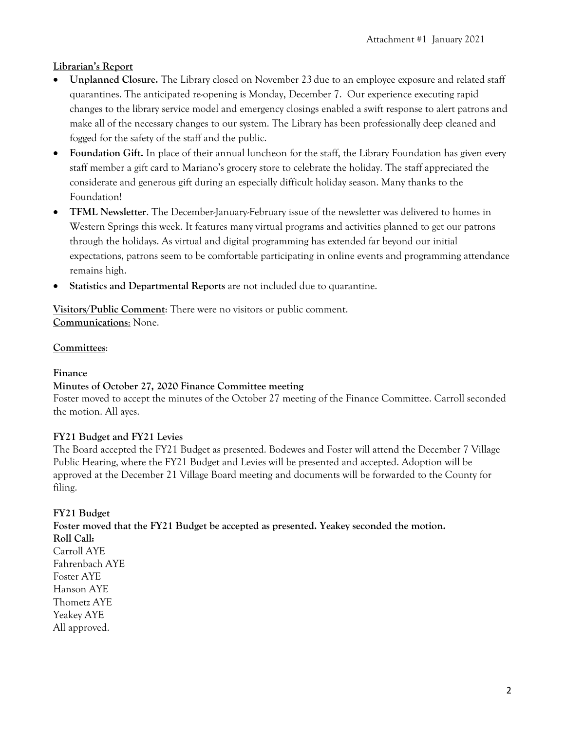Attachment #1 January 2021

**Librarian's Report**

- **Unplanned Closure.** The Library closed on November 23 due to an employee exposure and related staff quarantines. The anticipated re-opening is Monday, December 7. Our experience executing rapid changes to the library service model and emergency closings enabled a swift response to alert patrons and make all of the necessary changes to our system. The Library has been professionally deep cleaned and fogged for the safety of the staff and the public.
- **Foundation Gift.** In place of their annual luncheon for the staff, the Library Foundation has given every staff member a gift card to Mariano's grocery store to celebrate the holiday. The staff appreciated the considerate and generous gift during an especially difficult holiday season. Many thanks to the Foundation!
- **TFML Newsletter**. The December-January-February issue of the newsletter was delivered to homes in Western Springs this week. It features many virtual programs and activities planned to get our patrons through the holidays. As virtual and digital programming has extended far beyond our initial expectations, patrons seem to be comfortable participating in online events and programming attendance remains high.
- **Statistics and Departmental Reports** are not included due to quarantine.

**Visitors/Public Comment**: There were no visitors or public comment.
**Communications**: None.

**Committees**:

**Finance**

**Minutes of October 27, 2020 Finance Committee meeting**

Foster moved to accept the minutes of the October 27 meeting of the Finance Committee. Carroll seconded the motion. All ayes.

**FY21 Budget and FY21 Levies**

The Board accepted the FY21 Budget as presented. Bodewes and Foster will attend the December 7 Village Public Hearing, where the FY21 Budget and Levies will be presented and accepted. Adoption will be approved at the December 21 Village Board meeting and documents will be forwarded to the County for filing.

**FY21 Budget**

**Foster moved that the FY21 Budget be accepted as presented. Yeakey seconded the motion.**

**Roll Call:**

Carroll AYE
Fahrenbach AYE
Foster AYE
Hanson AYE
Thometz AYE
Yeakey AYE
All approved.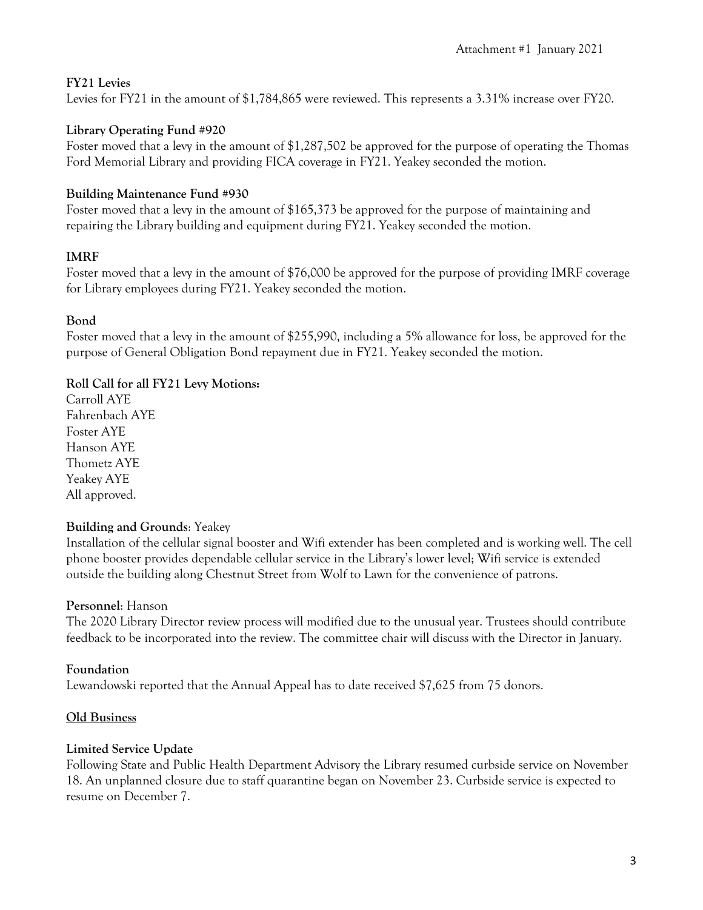Attachment #1 January 2021

**FY21 Levies**

Levies for FY21 in the amount of $1,784,865 were reviewed. This represents a 3.31% increase over FY20.

**Library Operating Fund #920**

Foster moved that a levy in the amount of $1,287,502 be approved for the purpose of operating the Thomas Ford Memorial Library and providing FICA coverage in FY21. Yeakey seconded the motion.

**Building Maintenance Fund #930**

Foster moved that a levy in the amount of $165,373 be approved for the purpose of maintaining and repairing the Library building and equipment during FY21. Yeakey seconded the motion.

**IMRF**

Foster moved that a levy in the amount of $76,000 be approved for the purpose of providing IMRF coverage for Library employees during FY21. Yeakey seconded the motion.

**Bond**

Foster moved that a levy in the amount of $255,990, including a 5% allowance for loss, be approved for the purpose of General Obligation Bond repayment due in FY21. Yeakey seconded the motion.

**Roll Call for all FY21 Levy Motions:**

Carroll AYE
Fahrenbach AYE
Foster AYE
Hanson AYE
Thometz AYE
Yeakey AYE
All approved.

**Building and Grounds**: Yeakey

Installation of the cellular signal booster and Wifi extender has been completed and is working well. The cell phone booster provides dependable cellular service in the Library's lower level; Wifi service is extended outside the building along Chestnut Street from Wolf to Lawn for the convenience of patrons.

**Personnel**: Hanson

The 2020 Library Director review process will modified due to the unusual year. Trustees should contribute feedback to be incorporated into the review. The committee chair will discuss with the Director in January.

**Foundation**

Lewandowski reported that the Annual Appeal has to date received $7,625 from 75 donors.

**Old Business**

**Limited Service Update**

Following State and Public Health Department Advisory the Library resumed curbside service on November 18. An unplanned closure due to staff quarantine began on November 23. Curbside service is expected to resume on December 7.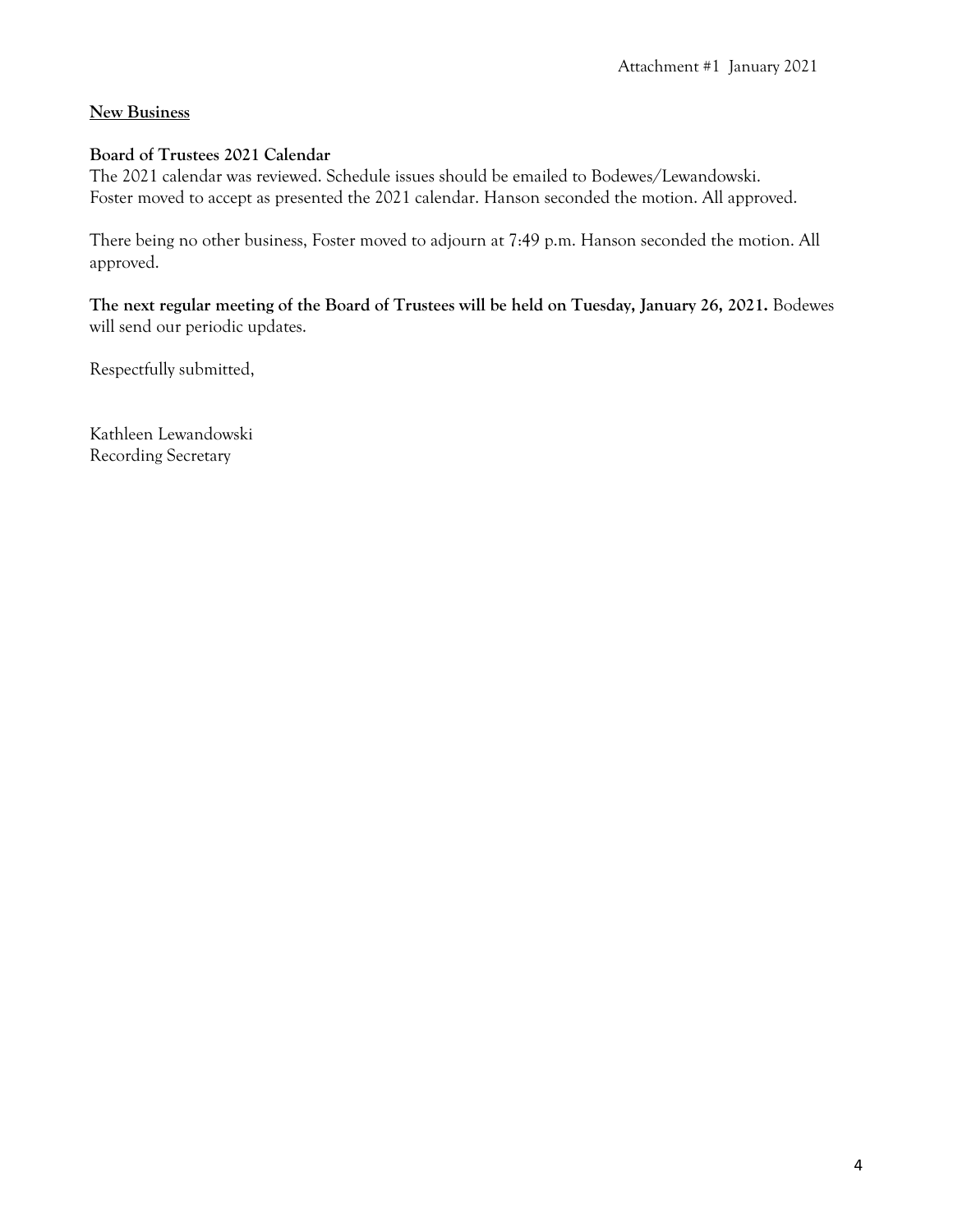Attachment #1 January 2021

**New Business**

**Board of Trustees 2021 Calendar**

The 2021 calendar was reviewed. Schedule issues should be emailed to Bodewes/Lewandowski.
Foster moved to accept as presented the 2021 calendar. Hanson seconded the motion. All approved.

There being no other business, Foster moved to adjourn at 7:49 p.m. Hanson seconded the motion. All approved.

**The next regular meeting of the Board of Trustees will be held on Tuesday, January 26, 2021.** Bodewes will send our periodic updates.

Respectfully submitted,

Kathleen Lewandowski
Recording Secretary